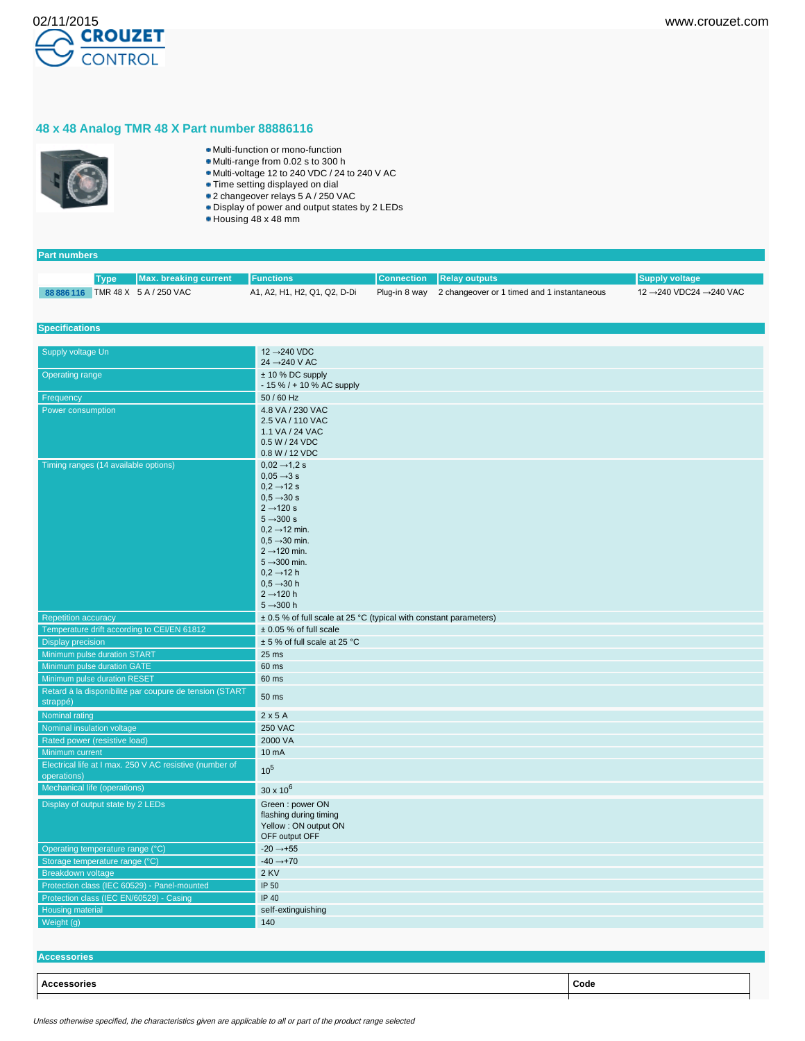# 48 x 48 Analog TMR 48 X Part number 88886116

- Multi-function or mono-function
- Multi-range from 0.02 s to 300 h
- Multi-voltage 12 to 240 VDC / 24 to 240 V AC
- Time setting displayed on dial
- 2 changeover relays 5 A / 250 VAC
- Display of power and output states by 2 LEDs
- Housing 48 x 48 mm

## Part numbers

| | Type | Max. breaking current | Functions | Connection | Relay outputs | Supply voltage |
|---|---|---|---|---|---|---|
| 88 886 116 | TMR 48 X | 5 A / 250 VAC | A1, A2, H1, H2, Q1, Q2, D-Di | Plug-in 8 way | 2 changeover or 1 timed and 1 instantaneous | 12 →240 VDC24 →240 VAC |

## Specifications

| | |
|---|---|
| Supply voltage Un | 12 →240 VDC<br>24 →240 V AC |
| Operating range | ± 10 % DC supply<br>- 15 % / + 10 % AC supply |
| Frequency | 50 / 60 Hz |
| Power consumption | 4.8 VA / 230 VAC<br>2.5 VA / 110 VAC<br>1.1 VA / 24 VAC<br>0.5 W / 24 VDC<br>0.8 W / 12 VDC |
| Timing ranges (14 available options) | 0,02 →1,2 s<br>0,05 →3 s<br>0,2 →12 s<br>0,5 →30 s<br>2 →120 s<br>5 →300 s<br>0,2 →12 min.<br>0,5 →30 min.<br>2 →120 min.<br>5 →300 min.<br>0,2 →12 h<br>0,5 →30 h<br>2 →120 h<br>5 →300 h |
| Repetition accuracy | ± 0.5 % of full scale at 25 °C (typical with constant parameters) |
| Temperature drift according to CEI/EN 61812 | ± 0.05 % of full scale |
| Display precision | ± 5 % of full scale at 25 °C |
| Minimum pulse duration START | 25 ms |
| Minimum pulse duration GATE | 60 ms |
| Minimum pulse duration RESET | 60 ms |
| Retard à la disponibilité par coupure de tension (START strappé) | 50 ms |
| Nominal rating | 2 x 5 A |
| Nominal insulation voltage | 250 VAC |
| Rated power (resistive load) | 2000 VA |
| Minimum current | 10 mA |
| Electrical life at I max. 250 V AC resistive (number of operations) | $10^5$ |
| Mechanical life (operations) | $30 \times 10^6$ |
| Display of output state by 2 LEDs | Green : power ON<br>flashing during timing<br>Yellow : ON output ON<br>OFF output OFF |
| Operating temperature range (°C) | -20 →+55 |
| Storage temperature range (°C) | -40 →+70 |
| Breakdown voltage | 2 KV |
| Protection class (IEC 60529) - Panel-mounted | IP 50 |
| Protection class (IEC EN/60529) - Casing | IP 40 |
| Housing material | self-extinguishing |
| Weight (g) | 140 |

## Accessories

| Accessories | Code |
|---|---|

*Unless otherwise specified, the characteristics given are applicable to all or part of the product range selected*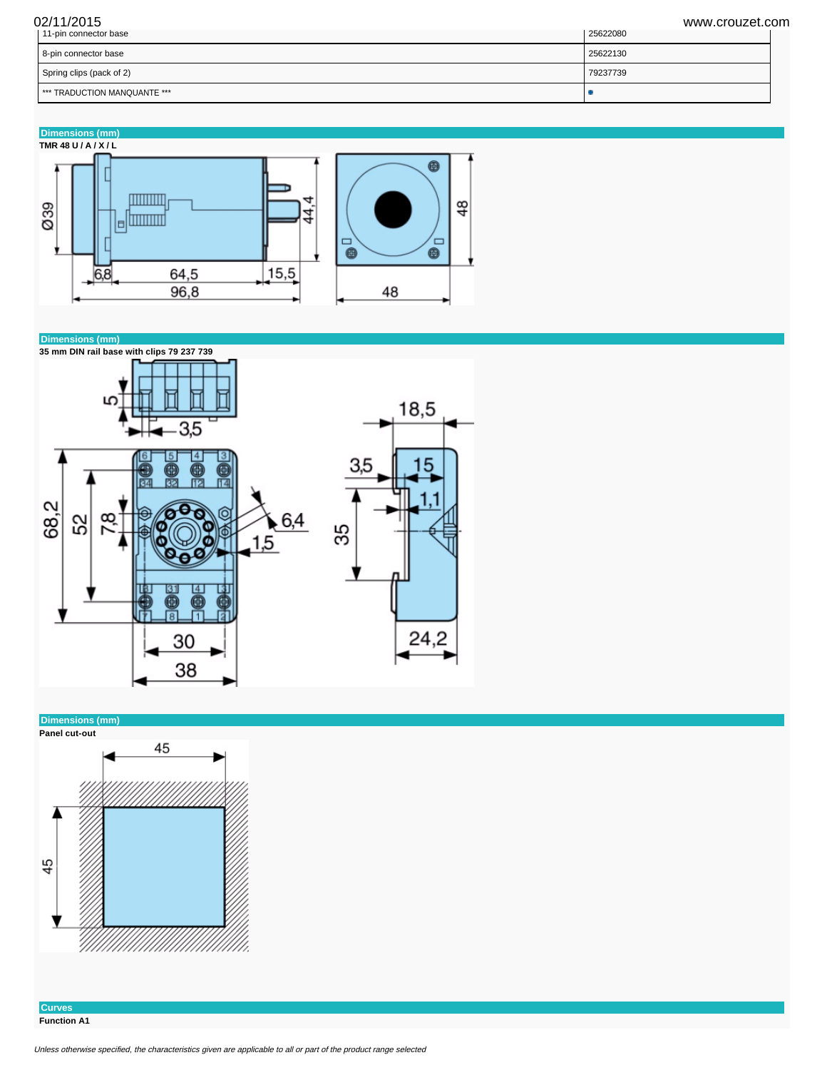| | |
|---|---|
| 11-pin connector base | 25622080 |
| 8-pin connector base | 25622130 |
| Spring clips (pack of 2) | 79237739 |
| *** TRADUCTION MANQUANTE *** | • |

## Dimensions (mm)

**TMR 48 U / A / X / L**

## Dimensions (mm)

**35 mm DIN rail base with clips 79 237 739**

## Dimensions (mm)

**Panel cut-out**

## Curves

**Function A1**

*Unless otherwise specified, the characteristics given are applicable to all or part of the product range selected*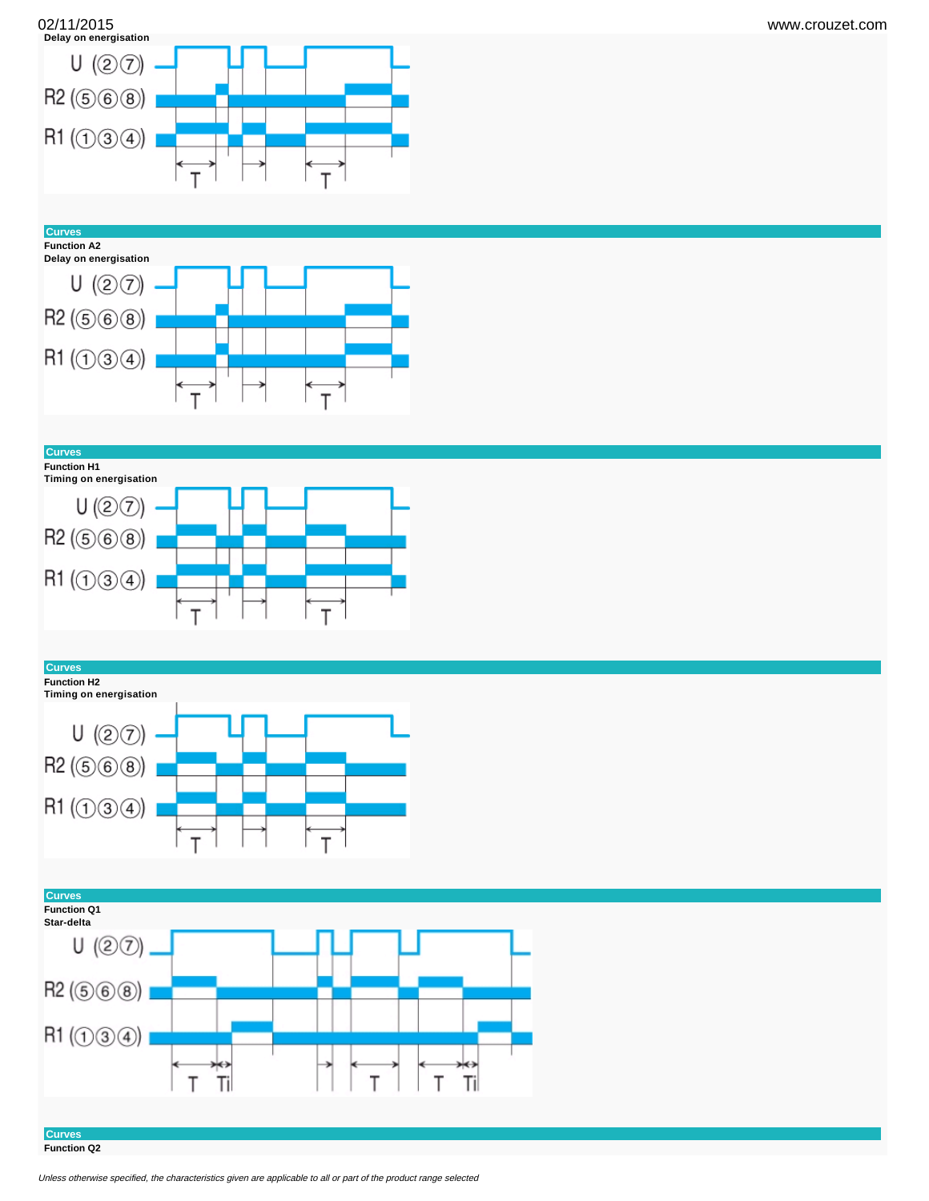Delay on energisation

U (2 7)

R2 (5 6 8)

R1 (1 3 4)

T T

## Curves

**Function A2**

**Delay on energisation**

U (2 7)

R2 (5 6 8)

R1 (1 3 4)

T T

## Curves

**Function H1**

**Timing on energisation**

U (2 7)

R2 (5 6 8)

R1 (1 3 4)

T T

## Curves

**Function H2**

**Timing on energisation**

U (2 7)

R2 (5 6 8)

R1 (1 3 4)

T T

## Curves

**Function Q1**

**Star-delta**

U (2 7)

R2 (5 6 8)

R1 (1 3 4)

T Ti T T Ti

## Curves

**Function Q2**

*Unless otherwise specified, the characteristics given are applicable to all or part of the product range selected*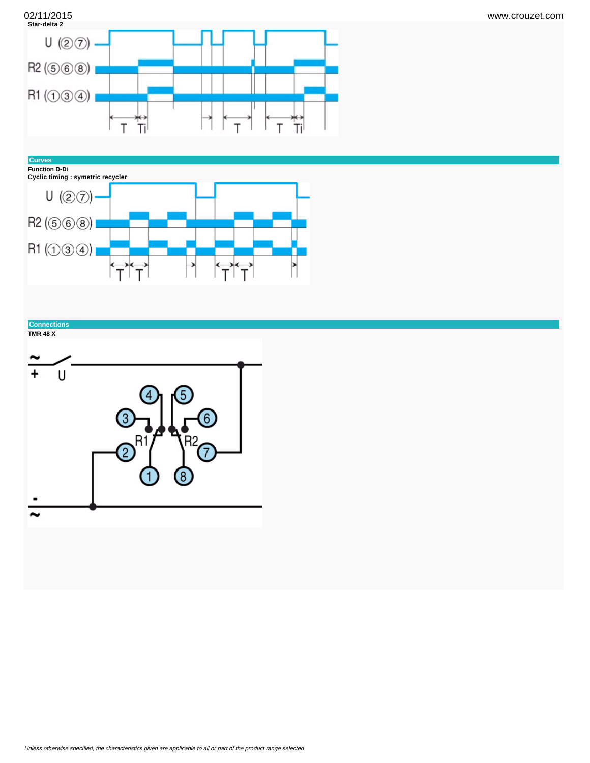**Star-delta 2**

U (2)(7)

R2 (5)(6)(8)

R1 (1)(3)(4)

T Ti T T Ti

## Curves

**Function D-Di**

**Cyclic timing : symetric recycler**

U (2)(7)

R2 (5)(6)(8)

R1 (1)(3)(4)

T T T T

## Connections

**TMR 48 X**

~ + U

4 5 3 6 R1 R2 2 7 1 8

- ~

*Unless otherwise specified, the characteristics given are applicable to all or part of the product range selected*